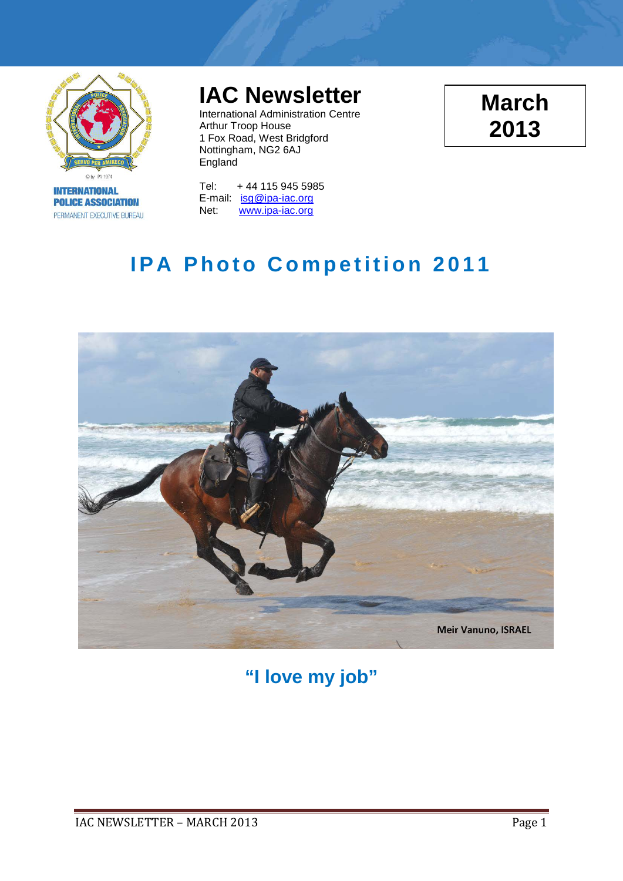INTERNATIONAL POLICE ASSOCIATION
PERMANENT EXECUTIVE BUREAU

# IAC Newsletter

International Administration Centre
Arthur Troop House
1 Fox Road, West Bridgford
Nottingham, NG2 6AJ
England

Tel: + 44 115 945 5985
E-mail: isg@ipa-iac.org
Net: www.ipa-iac.org

**March 2013**

## IPA Photo Competition 2011

Meir Vanuno, ISRAEL

**"I love my job"**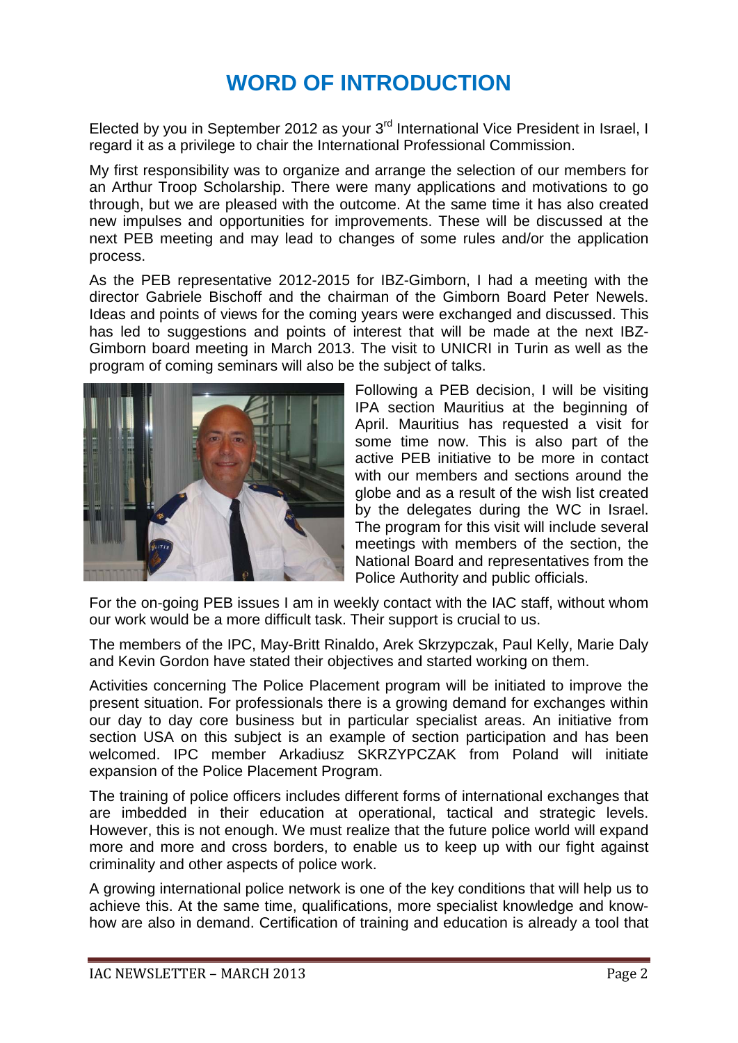# WORD OF INTRODUCTION

Elected by you in September 2012 as your 3rd International Vice President in Israel, I regard it as a privilege to chair the International Professional Commission.

My first responsibility was to organize and arrange the selection of our members for an Arthur Troop Scholarship. There were many applications and motivations to go through, but we are pleased with the outcome. At the same time it has also created new impulses and opportunities for improvements. These will be discussed at the next PEB meeting and may lead to changes of some rules and/or the application process.

As the PEB representative 2012-2015 for IBZ-Gimborn, I had a meeting with the director Gabriele Bischoff and the chairman of the Gimborn Board Peter Newels. Ideas and points of views for the coming years were exchanged and discussed. This has led to suggestions and points of interest that will be made at the next IBZ-Gimborn board meeting in March 2013. The visit to UNICRI in Turin as well as the program of coming seminars will also be the subject of talks.

Following a PEB decision, I will be visiting IPA section Mauritius at the beginning of April. Mauritius has requested a visit for some time now. This is also part of the active PEB initiative to be more in contact with our members and sections around the globe and as a result of the wish list created by the delegates during the WC in Israel. The program for this visit will include several meetings with members of the section, the National Board and representatives from the Police Authority and public officials.

For the on-going PEB issues I am in weekly contact with the IAC staff, without whom our work would be a more difficult task. Their support is crucial to us.

The members of the IPC, May-Britt Rinaldo, Arek Skrzypczak, Paul Kelly, Marie Daly and Kevin Gordon have stated their objectives and started working on them.

Activities concerning The Police Placement program will be initiated to improve the present situation. For professionals there is a growing demand for exchanges within our day to day core business but in particular specialist areas. An initiative from section USA on this subject is an example of section participation and has been welcomed. IPC member Arkadiusz SKRZYPCZAK from Poland will initiate expansion of the Police Placement Program.

The training of police officers includes different forms of international exchanges that are imbedded in their education at operational, tactical and strategic levels. However, this is not enough. We must realize that the future police world will expand more and more and cross borders, to enable us to keep up with our fight against criminality and other aspects of police work.

A growing international police network is one of the key conditions that will help us to achieve this. At the same time, qualifications, more specialist knowledge and know-how are also in demand. Certification of training and education is already a tool that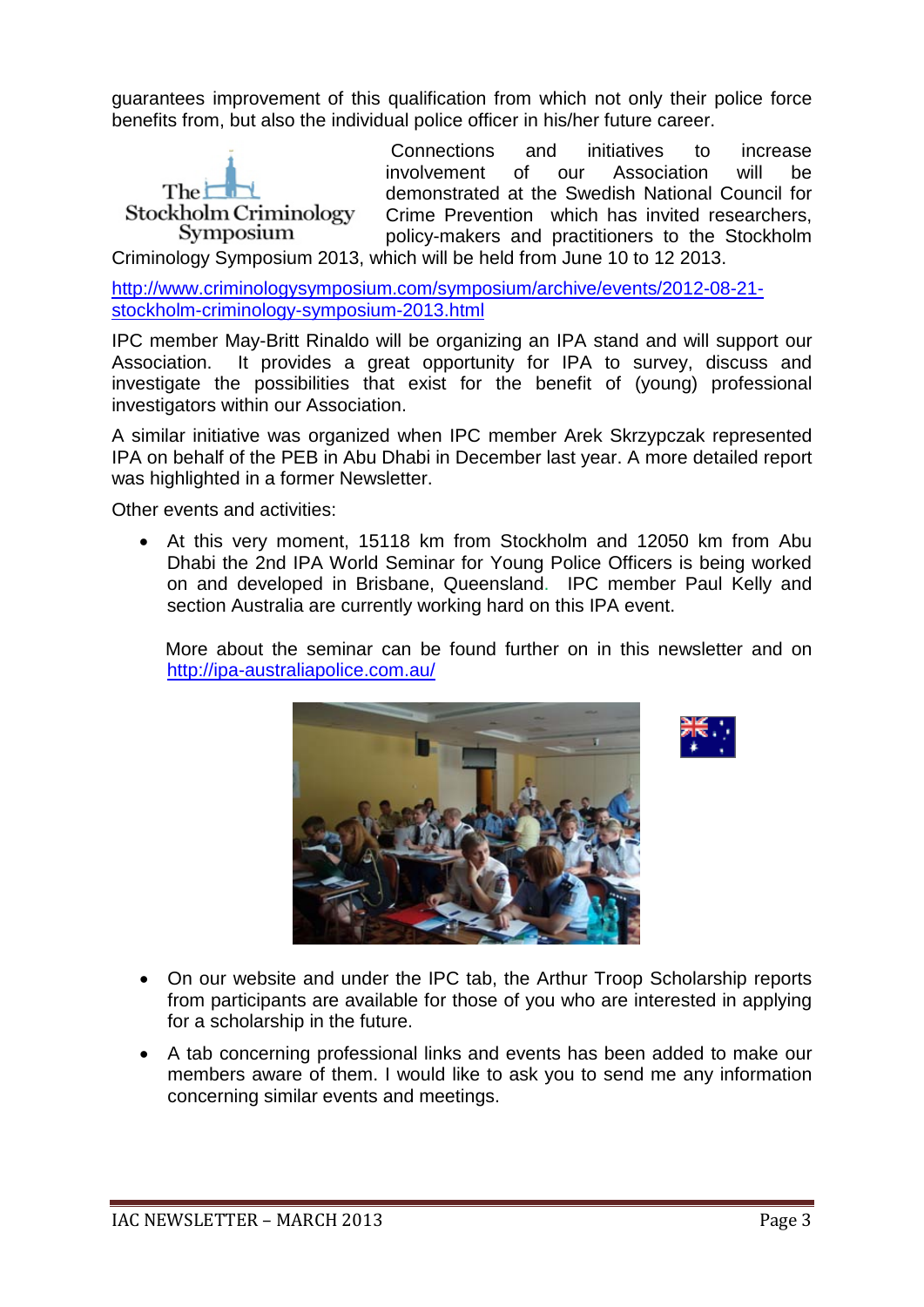guarantees improvement of this qualification from which not only their police force benefits from, but also the individual police officer in his/her future career.

Connections and initiatives to increase involvement of our Association will be demonstrated at the Swedish National Council for Crime Prevention which has invited researchers, policy-makers and practitioners to the Stockholm Criminology Symposium 2013, which will be held from June 10 to 12 2013.

http://www.criminologysymposium.com/symposium/archive/events/2012-08-21-stockholm-criminology-symposium-2013.html

IPC member May-Britt Rinaldo will be organizing an IPA stand and will support our Association. It provides a great opportunity for IPA to survey, discuss and investigate the possibilities that exist for the benefit of (young) professional investigators within our Association.

A similar initiative was organized when IPC member Arek Skrzypczak represented IPA on behalf of the PEB in Abu Dhabi in December last year. A more detailed report was highlighted in a former Newsletter.

Other events and activities:

- At this very moment, 15118 km from Stockholm and 12050 km from Abu Dhabi the 2nd IPA World Seminar for Young Police Officers is being worked on and developed in Brisbane, Queensland. IPC member Paul Kelly and section Australia are currently working hard on this IPA event.

  More about the seminar can be found further on in this newsletter and on http://ipa-australiapolice.com.au/

- On our website and under the IPC tab, the Arthur Troop Scholarship reports from participants are available for those of you who are interested in applying for a scholarship in the future.
- A tab concerning professional links and events has been added to make our members aware of them. I would like to ask you to send me any information concerning similar events and meetings.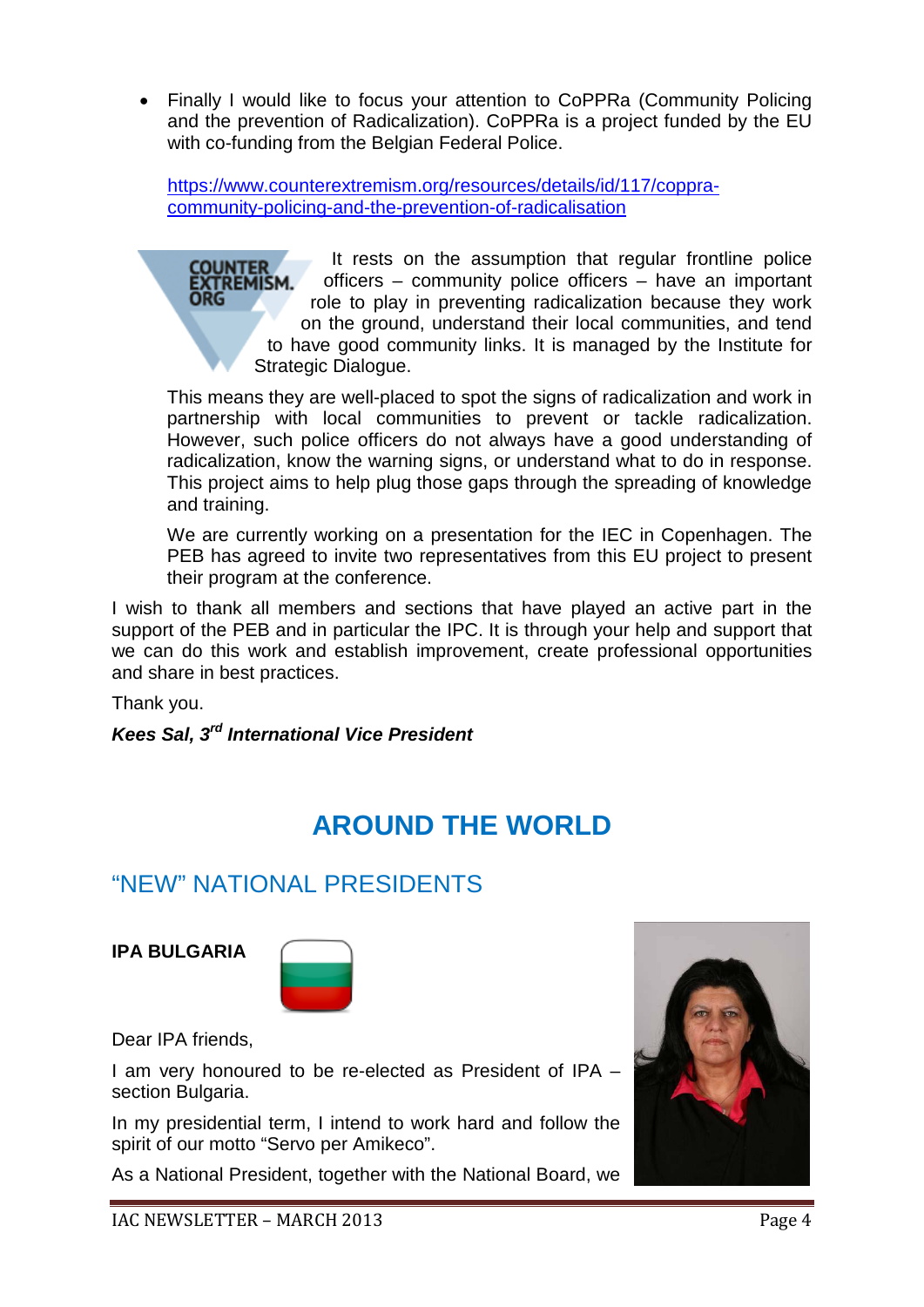- Finally I would like to focus your attention to CoPPRa (Community Policing and the prevention of Radicalization). CoPPRa is a project funded by the EU with co-funding from the Belgian Federal Police.

  https://www.counterextremism.org/resources/details/id/117/coppra-community-policing-and-the-prevention-of-radicalisation

  It rests on the assumption that regular frontline police officers – community police officers – have an important role to play in preventing radicalization because they work on the ground, understand their local communities, and tend to have good community links. It is managed by the Institute for Strategic Dialogue.

  This means they are well-placed to spot the signs of radicalization and work in partnership with local communities to prevent or tackle radicalization. However, such police officers do not always have a good understanding of radicalization, know the warning signs, or understand what to do in response. This project aims to help plug those gaps through the spreading of knowledge and training.

  We are currently working on a presentation for the IEC in Copenhagen. The PEB has agreed to invite two representatives from this EU project to present their program at the conference.

I wish to thank all members and sections that have played an active part in the support of the PEB and in particular the IPC. It is through your help and support that we can do this work and establish improvement, create professional opportunities and share in best practices.

Thank you.

***Kees Sal, 3rd International Vice President***

# AROUND THE WORLD

## "NEW" NATIONAL PRESIDENTS

**IPA BULGARIA**

Dear IPA friends,

I am very honoured to be re-elected as President of IPA – section Bulgaria.

In my presidential term, I intend to work hard and follow the spirit of our motto "Servo per Amikeco".

As a National President, together with the National Board, we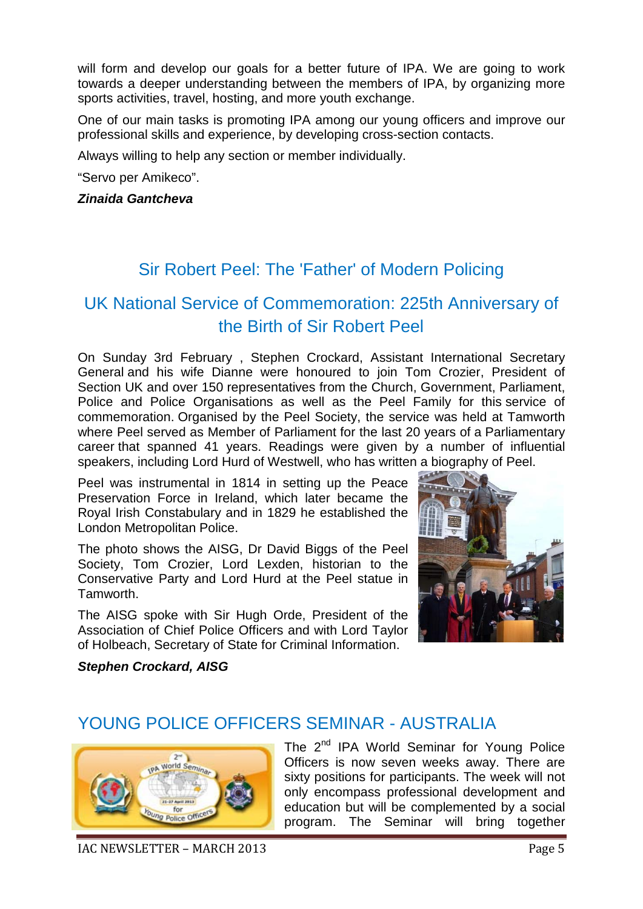will form and develop our goals for a better future of IPA. We are going to work towards a deeper understanding between the members of IPA, by organizing more sports activities, travel, hosting, and more youth exchange.

One of our main tasks is promoting IPA among our young officers and improve our professional skills and experience, by developing cross-section contacts.

Always willing to help any section or member individually.

"Servo per Amikeco".

***Zinaida Gantcheva***

## Sir Robert Peel: The 'Father' of Modern Policing

## UK National Service of Commemoration: 225th Anniversary of the Birth of Sir Robert Peel

On Sunday 3rd February , Stephen Crockard, Assistant International Secretary General and his wife Dianne were honoured to join Tom Crozier, President of Section UK and over 150 representatives from the Church, Government, Parliament, Police and Police Organisations as well as the Peel Family for this service of commemoration. Organised by the Peel Society, the service was held at Tamworth where Peel served as Member of Parliament for the last 20 years of a Parliamentary career that spanned 41 years. Readings were given by a number of influential speakers, including Lord Hurd of Westwell, who has written a biography of Peel.

Peel was instrumental in 1814 in setting up the Peace Preservation Force in Ireland, which later became the Royal Irish Constabulary and in 1829 he established the London Metropolitan Police.

The photo shows the AISG, Dr David Biggs of the Peel Society, Tom Crozier, Lord Lexden, historian to the Conservative Party and Lord Hurd at the Peel statue in Tamworth.

The AISG spoke with Sir Hugh Orde, President of the Association of Chief Police Officers and with Lord Taylor of Holbeach, Secretary of State for Criminal Information.

***Stephen Crockard, AISG***

## YOUNG POLICE OFFICERS SEMINAR - AUSTRALIA

The 2nd IPA World Seminar for Young Police Officers is now seven weeks away. There are sixty positions for participants. The week will not only encompass professional development and education but will be complemented by a social program. The Seminar will bring together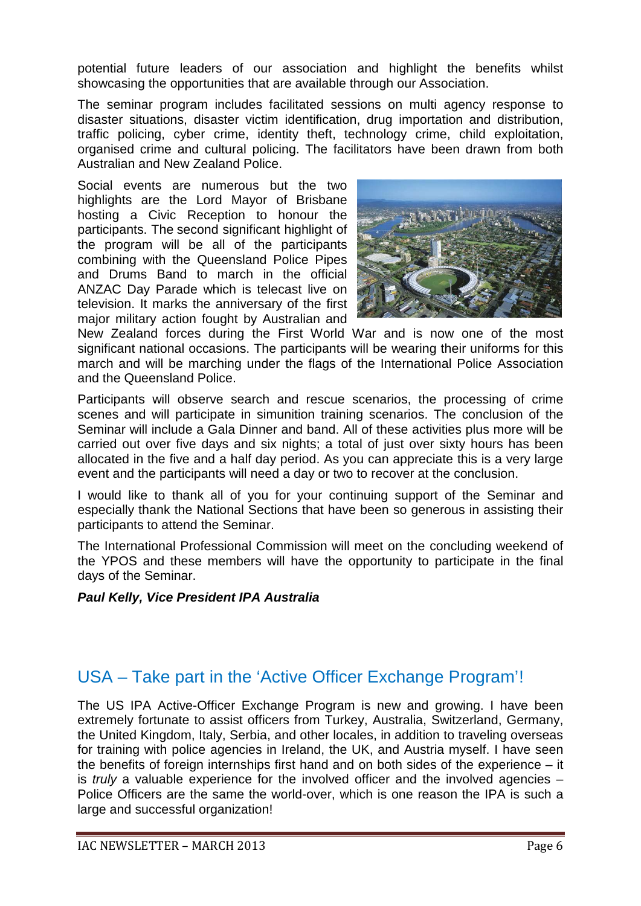potential future leaders of our association and highlight the benefits whilst showcasing the opportunities that are available through our Association.

The seminar program includes facilitated sessions on multi agency response to disaster situations, disaster victim identification, drug importation and distribution, traffic policing, cyber crime, identity theft, technology crime, child exploitation, organised crime and cultural policing. The facilitators have been drawn from both Australian and New Zealand Police.

Social events are numerous but the two highlights are the Lord Mayor of Brisbane hosting a Civic Reception to honour the participants. The second significant highlight of the program will be all of the participants combining with the Queensland Police Pipes and Drums Band to march in the official ANZAC Day Parade which is telecast live on television. It marks the anniversary of the first major military action fought by Australian and New Zealand forces during the First World War and is now one of the most significant national occasions. The participants will be wearing their uniforms for this march and will be marching under the flags of the International Police Association and the Queensland Police.

Participants will observe search and rescue scenarios, the processing of crime scenes and will participate in simunition training scenarios. The conclusion of the Seminar will include a Gala Dinner and band. All of these activities plus more will be carried out over five days and six nights; a total of just over sixty hours has been allocated in the five and a half day period. As you can appreciate this is a very large event and the participants will need a day or two to recover at the conclusion.

I would like to thank all of you for your continuing support of the Seminar and especially thank the National Sections that have been so generous in assisting their participants to attend the Seminar.

The International Professional Commission will meet on the concluding weekend of the YPOS and these members will have the opportunity to participate in the final days of the Seminar.

***Paul Kelly, Vice President IPA Australia***

## USA – Take part in the 'Active Officer Exchange Program'!

The US IPA Active-Officer Exchange Program is new and growing. I have been extremely fortunate to assist officers from Turkey, Australia, Switzerland, Germany, the United Kingdom, Italy, Serbia, and other locales, in addition to traveling overseas for training with police agencies in Ireland, the UK, and Austria myself. I have seen the benefits of foreign internships first hand and on both sides of the experience – it is *truly* a valuable experience for the involved officer and the involved agencies – Police Officers are the same the world-over, which is one reason the IPA is such a large and successful organization!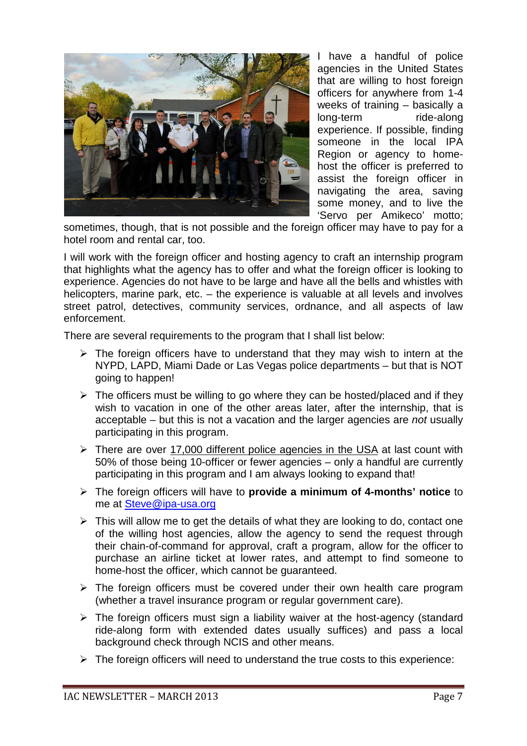I have a handful of police agencies in the United States that are willing to host foreign officers for anywhere from 1-4 weeks of training – basically a long-term ride-along experience. If possible, finding someone in the local IPA Region or agency to home-host the officer is preferred to assist the foreign officer in navigating the area, saving some money, and to live the 'Servo per Amikeco' motto; sometimes, though, that is not possible and the foreign officer may have to pay for a hotel room and rental car, too.

I will work with the foreign officer and hosting agency to craft an internship program that highlights what the agency has to offer and what the foreign officer is looking to experience. Agencies do not have to be large and have all the bells and whistles with helicopters, marine park, etc. – the experience is valuable at all levels and involves street patrol, detectives, community services, ordnance, and all aspects of law enforcement.

There are several requirements to the program that I shall list below:

- The foreign officers have to understand that they may wish to intern at the NYPD, LAPD, Miami Dade or Las Vegas police departments – but that is NOT going to happen!
- The officers must be willing to go where they can be hosted/placed and if they wish to vacation in one of the other areas later, after the internship, that is acceptable – but this is not a vacation and the larger agencies are *not* usually participating in this program.
- There are over 17,000 different police agencies in the USA at last count with 50% of those being 10-officer or fewer agencies – only a handful are currently participating in this program and I am always looking to expand that!
- The foreign officers will have to **provide a minimum of 4-months' notice** to me at Steve@ipa-usa.org
- This will allow me to get the details of what they are looking to do, contact one of the willing host agencies, allow the agency to send the request through their chain-of-command for approval, craft a program, allow for the officer to purchase an airline ticket at lower rates, and attempt to find someone to home-host the officer, which cannot be guaranteed.
- The foreign officers must be covered under their own health care program (whether a travel insurance program or regular government care).
- The foreign officers must sign a liability waiver at the host-agency (standard ride-along form with extended dates usually suffices) and pass a local background check through NCIS and other means.
- The foreign officers will need to understand the true costs to this experience: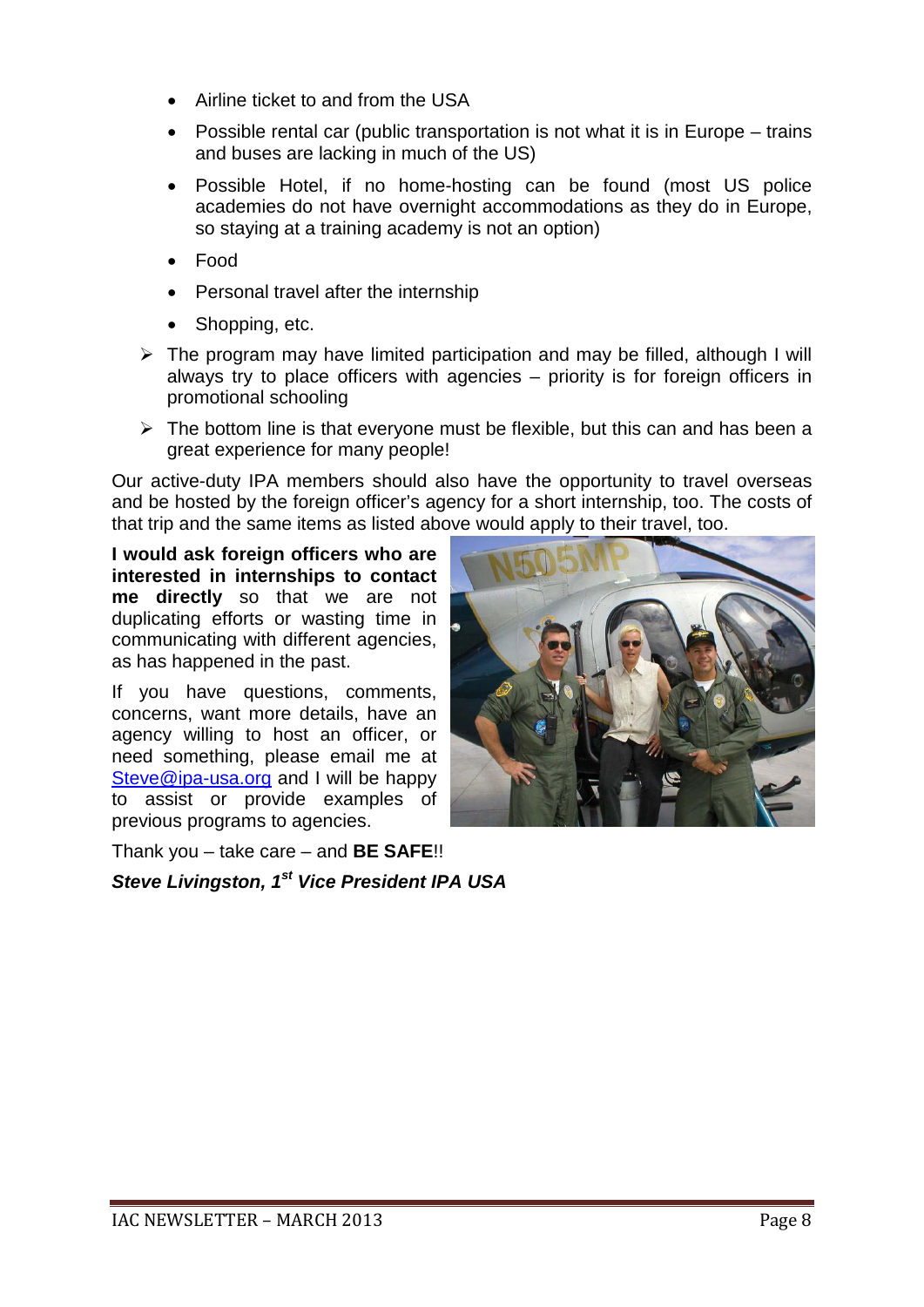- Airline ticket to and from the USA
- Possible rental car (public transportation is not what it is in Europe – trains and buses are lacking in much of the US)
- Possible Hotel, if no home-hosting can be found (most US police academies do not have overnight accommodations as they do in Europe, so staying at a training academy is not an option)
- Food
- Personal travel after the internship
- Shopping, etc.

➢ The program may have limited participation and may be filled, although I will always try to place officers with agencies – priority is for foreign officers in promotional schooling

➢ The bottom line is that everyone must be flexible, but this can and has been a great experience for many people!

Our active-duty IPA members should also have the opportunity to travel overseas and be hosted by the foreign officer's agency for a short internship, too. The costs of that trip and the same items as listed above would apply to their travel, too.

**I would ask foreign officers who are interested in internships to contact me directly** so that we are not duplicating efforts or wasting time in communicating with different agencies, as has happened in the past.

If you have questions, comments, concerns, want more details, have an agency willing to host an officer, or need something, please email me at Steve@ipa-usa.org and I will be happy to assist or provide examples of previous programs to agencies.

Thank you – take care – and **BE SAFE**!!

***Steve Livingston, 1st Vice President IPA USA***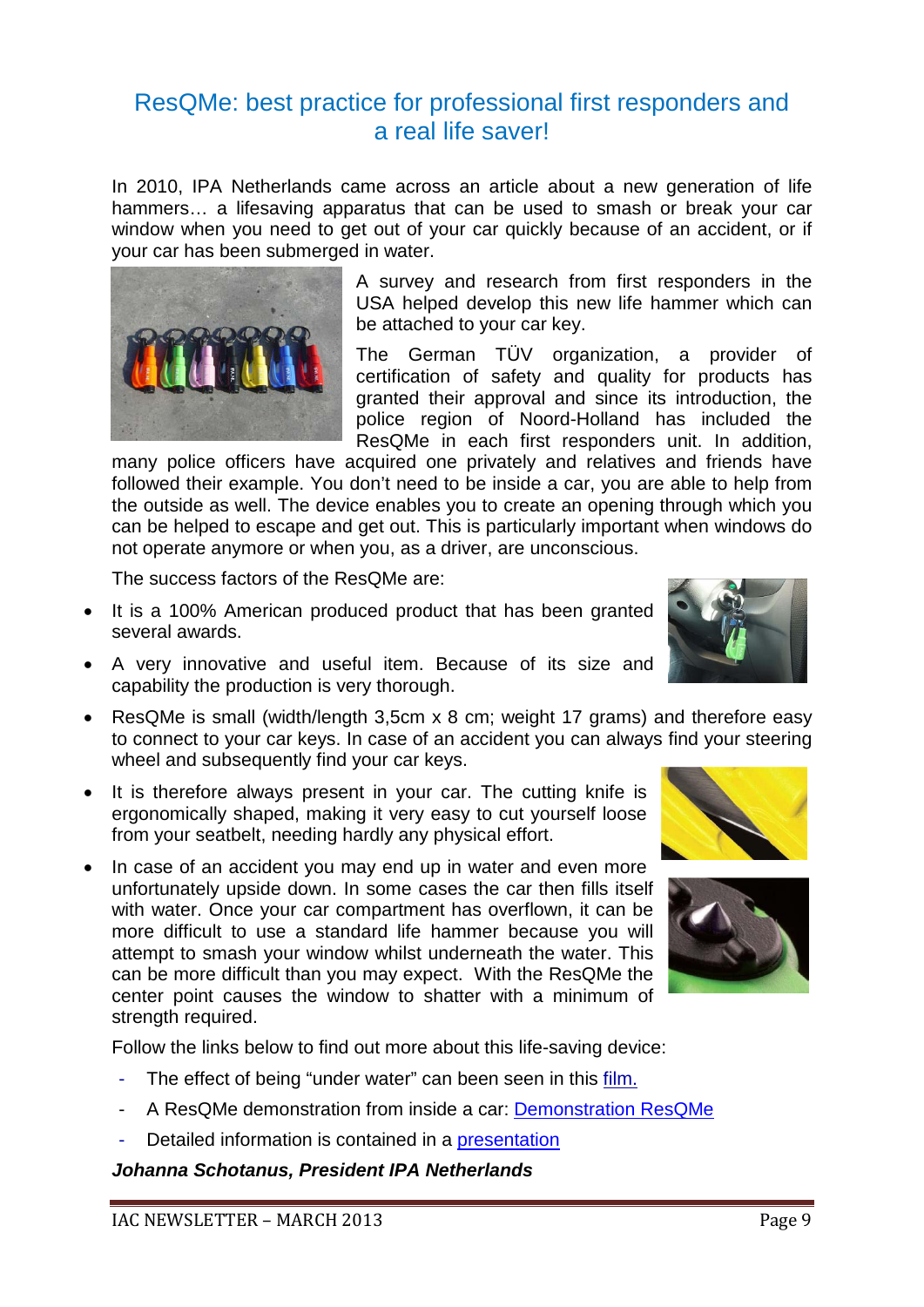# ResQMe: best practice for professional first responders and a real life saver!

In 2010, IPA Netherlands came across an article about a new generation of life hammers… a lifesaving apparatus that can be used to smash or break your car window when you need to get out of your car quickly because of an accident, or if your car has been submerged in water.

A survey and research from first responders in the USA helped develop this new life hammer which can be attached to your car key.

The German TÜV organization, a provider of certification of safety and quality for products has granted their approval and since its introduction, the police region of Noord-Holland has included the ResQMe in each first responders unit. In addition, many police officers have acquired one privately and relatives and friends have followed their example. You don't need to be inside a car, you are able to help from the outside as well. The device enables you to create an opening through which you can be helped to escape and get out. This is particularly important when windows do not operate anymore or when you, as a driver, are unconscious.

The success factors of the ResQMe are:

- It is a 100% American produced product that has been granted several awards.
- A very innovative and useful item. Because of its size and capability the production is very thorough.
- ResQMe is small (width/length 3,5cm x 8 cm; weight 17 grams) and therefore easy to connect to your car keys. In case of an accident you can always find your steering wheel and subsequently find your car keys.
- It is therefore always present in your car. The cutting knife is ergonomically shaped, making it very easy to cut yourself loose from your seatbelt, needing hardly any physical effort.
- In case of an accident you may end up in water and even more unfortunately upside down. In some cases the car then fills itself with water. Once your car compartment has overflown, it can be more difficult to use a standard life hammer because you will attempt to smash your window whilst underneath the water. This can be more difficult than you may expect. With the ResQMe the center point causes the window to shatter with a minimum of strength required.

Follow the links below to find out more about this life-saving device:

- The effect of being "under water" can been seen in this film.
- A ResQMe demonstration from inside a car: Demonstration ResQMe
- Detailed information is contained in a presentation

***Johanna Schotanus, President IPA Netherlands***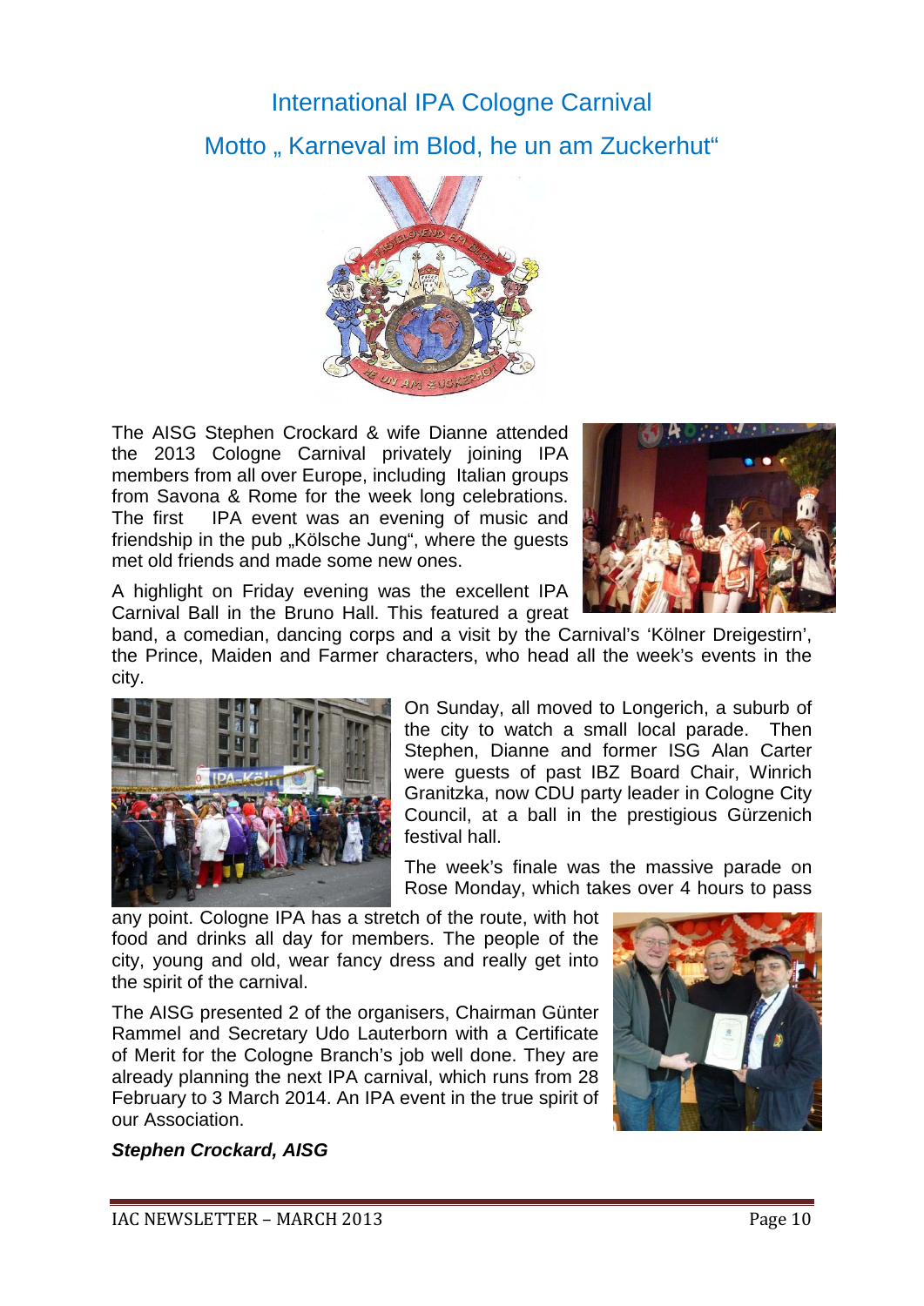# International IPA Cologne Carnival

## Motto „ Karneval im Blod, he un am Zuckerhut“

The AISG Stephen Crockard & wife Dianne attended the 2013 Cologne Carnival privately joining IPA members from all over Europe, including Italian groups from Savona & Rome for the week long celebrations. The first IPA event was an evening of music and friendship in the pub „Kölsche Jung“, where the guests met old friends and made some new ones.

A highlight on Friday evening was the excellent IPA Carnival Ball in the Bruno Hall. This featured a great band, a comedian, dancing corps and a visit by the Carnival's 'Kölner Dreigestirn', the Prince, Maiden and Farmer characters, who head all the week's events in the city.

On Sunday, all moved to Longerich, a suburb of the city to watch a small local parade. Then Stephen, Dianne and former ISG Alan Carter were guests of past IBZ Board Chair, Winrich Granitzka, now CDU party leader in Cologne City Council, at a ball in the prestigious Gürzenich festival hall.

The week's finale was the massive parade on Rose Monday, which takes over 4 hours to pass any point. Cologne IPA has a stretch of the route, with hot food and drinks all day for members. The people of the city, young and old, wear fancy dress and really get into the spirit of the carnival.

The AISG presented 2 of the organisers, Chairman Günter Rammel and Secretary Udo Lauterborn with a Certificate of Merit for the Cologne Branch's job well done. They are already planning the next IPA carnival, which runs from 28 February to 3 March 2014. An IPA event in the true spirit of our Association.

***Stephen Crockard, AISG***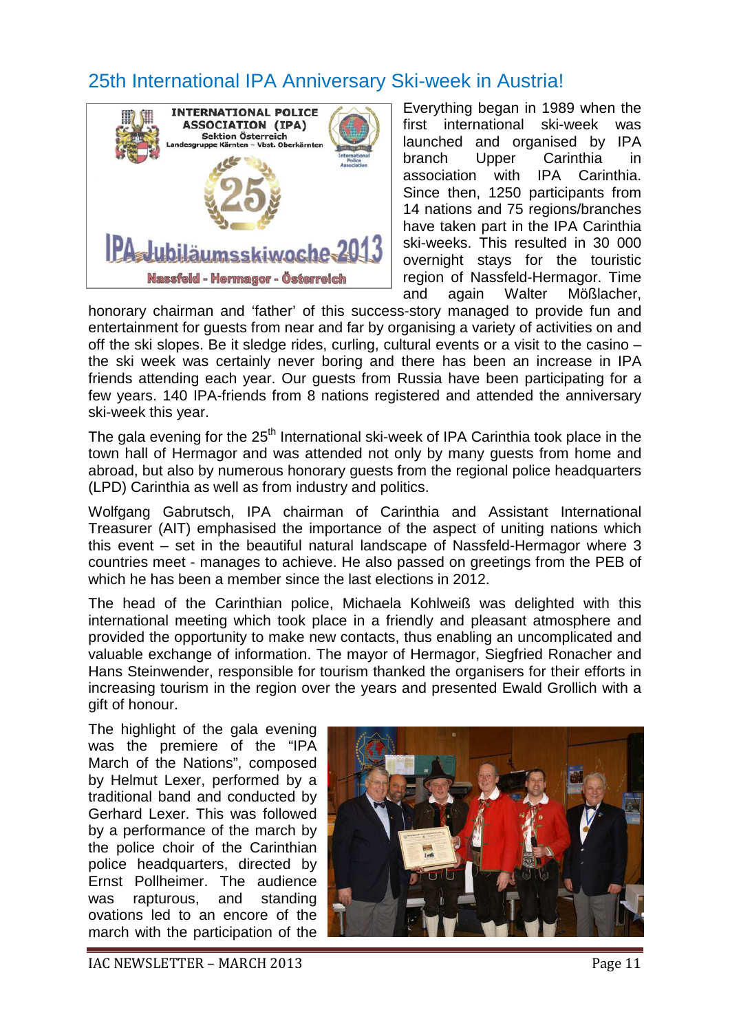# 25th International IPA Anniversary Ski-week in Austria!

Everything began in 1989 when the first international ski-week was launched and organised by IPA branch Upper Carinthia in association with IPA Carinthia. Since then, 1250 participants from 14 nations and 75 regions/branches have taken part in the IPA Carinthia ski-weeks. This resulted in 30 000 overnight stays for the touristic region of Nassfeld-Hermagor. Time and again Walter Mößlacher, honorary chairman and 'father' of this success-story managed to provide fun and entertainment for guests from near and far by organising a variety of activities on and off the ski slopes. Be it sledge rides, curling, cultural events or a visit to the casino – the ski week was certainly never boring and there has been an increase in IPA friends attending each year. Our guests from Russia have been participating for a few years. 140 IPA-friends from 8 nations registered and attended the anniversary ski-week this year.

The gala evening for the 25th International ski-week of IPA Carinthia took place in the town hall of Hermagor and was attended not only by many guests from home and abroad, but also by numerous honorary guests from the regional police headquarters (LPD) Carinthia as well as from industry and politics.

Wolfgang Gabrutsch, IPA chairman of Carinthia and Assistant International Treasurer (AIT) emphasised the importance of the aspect of uniting nations which this event – set in the beautiful natural landscape of Nassfeld-Hermagor where 3 countries meet - manages to achieve. He also passed on greetings from the PEB of which he has been a member since the last elections in 2012.

The head of the Carinthian police, Michaela Kohlweiß was delighted with this international meeting which took place in a friendly and pleasant atmosphere and provided the opportunity to make new contacts, thus enabling an uncomplicated and valuable exchange of information. The mayor of Hermagor, Siegfried Ronacher and Hans Steinwender, responsible for tourism thanked the organisers for their efforts in increasing tourism in the region over the years and presented Ewald Grollich with a gift of honour.

The highlight of the gala evening was the premiere of the "IPA March of the Nations", composed by Helmut Lexer, performed by a traditional band and conducted by Gerhard Lexer. This was followed by a performance of the march by the police choir of the Carinthian police headquarters, directed by Ernst Pollheimer. The audience was rapturous, and standing ovations led to an encore of the march with the participation of the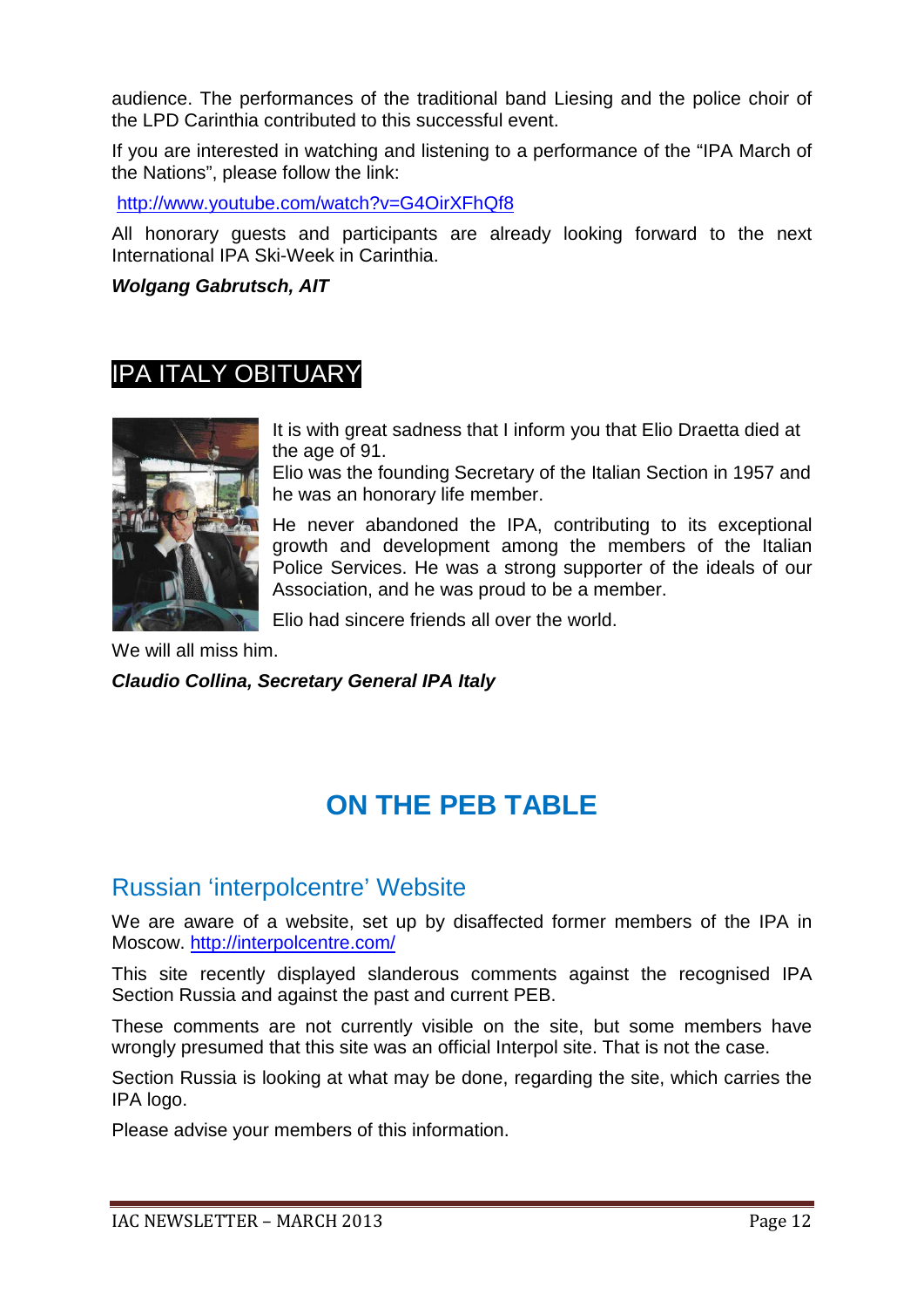audience. The performances of the traditional band Liesing and the police choir of the LPD Carinthia contributed to this successful event.

If you are interested in watching and listening to a performance of the "IPA March of the Nations", please follow the link:

http://www.youtube.com/watch?v=G4OirXFhQf8

All honorary guests and participants are already looking forward to the next International IPA Ski-Week in Carinthia.

***Wolgang Gabrutsch, AIT***

## IPA ITALY OBITUARY

It is with great sadness that I inform you that Elio Draetta died at the age of 91.

Elio was the founding Secretary of the Italian Section in 1957 and he was an honorary life member.

He never abandoned the IPA, contributing to its exceptional growth and development among the members of the Italian Police Services. He was a strong supporter of the ideals of our Association, and he was proud to be a member.

Elio had sincere friends all over the world.

We will all miss him.

***Claudio Collina, Secretary General IPA Italy***

# ON THE PEB TABLE

## Russian 'interpolcentre' Website

We are aware of a website, set up by disaffected former members of the IPA in Moscow. http://interpolcentre.com/

This site recently displayed slanderous comments against the recognised IPA Section Russia and against the past and current PEB.

These comments are not currently visible on the site, but some members have wrongly presumed that this site was an official Interpol site. That is not the case.

Section Russia is looking at what may be done, regarding the site, which carries the IPA logo.

Please advise your members of this information.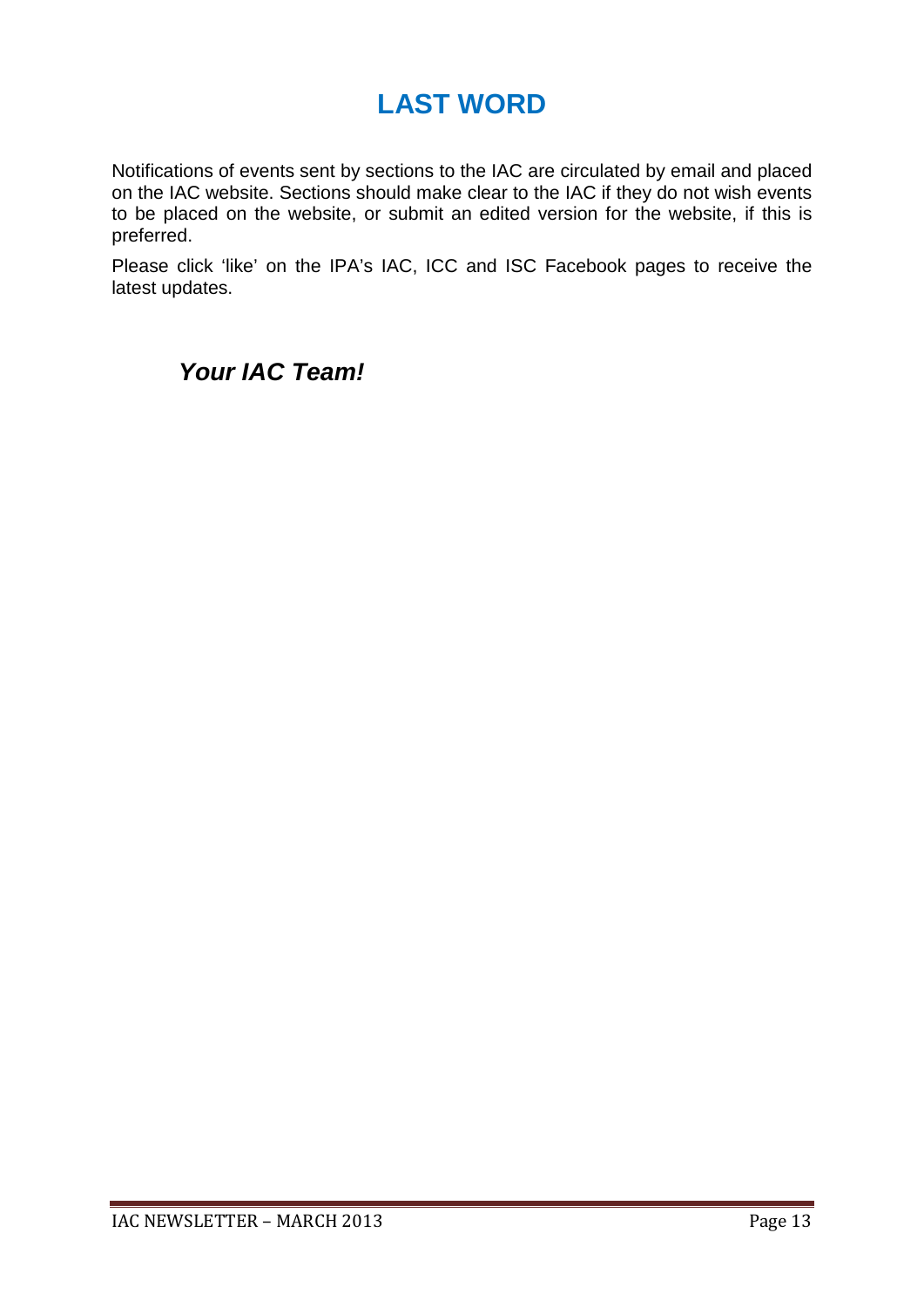# LAST WORD

Notifications of events sent by sections to the IAC are circulated by email and placed on the IAC website. Sections should make clear to the IAC if they do not wish events to be placed on the website, or submit an edited version for the website, if this is preferred.

Please click ‘like’ on the IPA’s IAC, ICC and ISC Facebook pages to receive the latest updates.

***Your IAC Team!***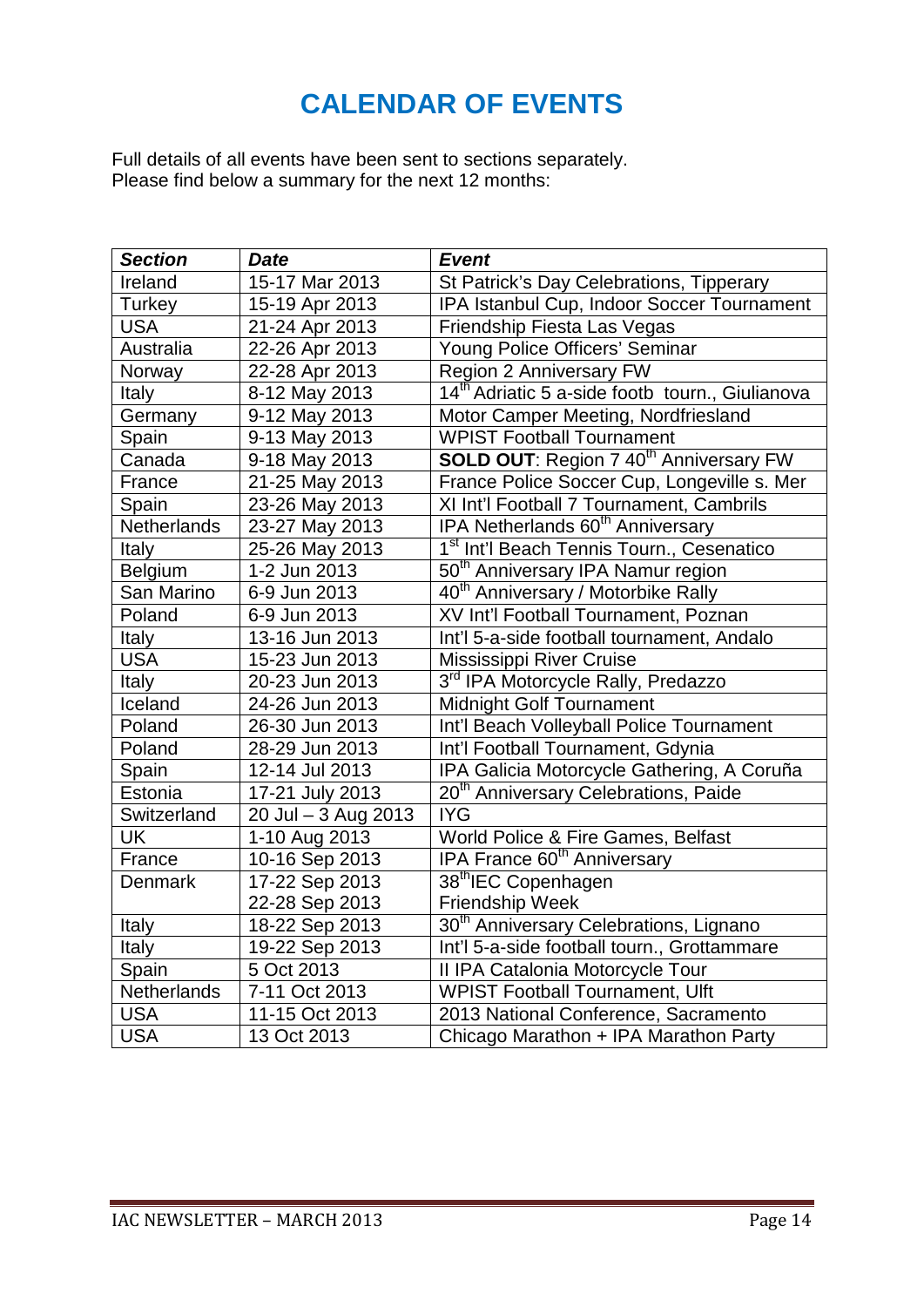# CALENDAR OF EVENTS

Full details of all events have been sent to sections separately.
Please find below a summary for the next 12 months:

| *Section* | *Date* | *Event* |
|---|---|---|
| Ireland | 15-17 Mar 2013 | St Patrick's Day Celebrations, Tipperary |
| Turkey | 15-19 Apr 2013 | IPA Istanbul Cup, Indoor Soccer Tournament |
| USA | 21-24 Apr 2013 | Friendship Fiesta Las Vegas |
| Australia | 22-26 Apr 2013 | Young Police Officers' Seminar |
| Norway | 22-28 Apr 2013 | Region 2 Anniversary FW |
| Italy | 8-12 May 2013 | 14th Adriatic 5 a-side footb tourn., Giulianova |
| Germany | 9-12 May 2013 | Motor Camper Meeting, Nordfriesland |
| Spain | 9-13 May 2013 | WPIST Football Tournament |
| Canada | 9-18 May 2013 | **SOLD OUT**: Region 7 40th Anniversary FW |
| France | 21-25 May 2013 | France Police Soccer Cup, Longeville s. Mer |
| Spain | 23-26 May 2013 | XI Int'l Football 7 Tournament, Cambrils |
| Netherlands | 23-27 May 2013 | IPA Netherlands 60th Anniversary |
| Italy | 25-26 May 2013 | 1st Int'l Beach Tennis Tourn., Cesenatico |
| Belgium | 1-2 Jun 2013 | 50th Anniversary IPA Namur region |
| San Marino | 6-9 Jun 2013 | 40th Anniversary / Motorbike Rally |
| Poland | 6-9 Jun 2013 | XV Int'l Football Tournament, Poznan |
| Italy | 13-16 Jun 2013 | Int'l 5-a-side football tournament, Andalo |
| USA | 15-23 Jun 2013 | Mississippi River Cruise |
| Italy | 20-23 Jun 2013 | 3rd IPA Motorcycle Rally, Predazzo |
| Iceland | 24-26 Jun 2013 | Midnight Golf Tournament |
| Poland | 26-30 Jun 2013 | Int'l Beach Volleyball Police Tournament |
| Poland | 28-29 Jun 2013 | Int'l Football Tournament, Gdynia |
| Spain | 12-14 Jul 2013 | IPA Galicia Motorcycle Gathering, A Coruña |
| Estonia | 17-21 July 2013 | 20th Anniversary Celebrations, Paide |
| Switzerland | 20 Jul – 3 Aug 2013 | IYG |
| UK | 1-10 Aug 2013 | World Police & Fire Games, Belfast |
| France | 10-16 Sep 2013 | IPA France 60th Anniversary |
| Denmark | 17-22 Sep 2013<br>22-28 Sep 2013 | 38th IEC Copenhagen<br>Friendship Week |
| Italy | 18-22 Sep 2013 | 30th Anniversary Celebrations, Lignano |
| Italy | 19-22 Sep 2013 | Int'l 5-a-side football tourn., Grottammare |
| Spain | 5 Oct 2013 | II IPA Catalonia Motorcycle Tour |
| Netherlands | 7-11 Oct 2013 | WPIST Football Tournament, Ulft |
| USA | 11-15 Oct 2013 | 2013 National Conference, Sacramento |
| USA | 13 Oct 2013 | Chicago Marathon + IPA Marathon Party |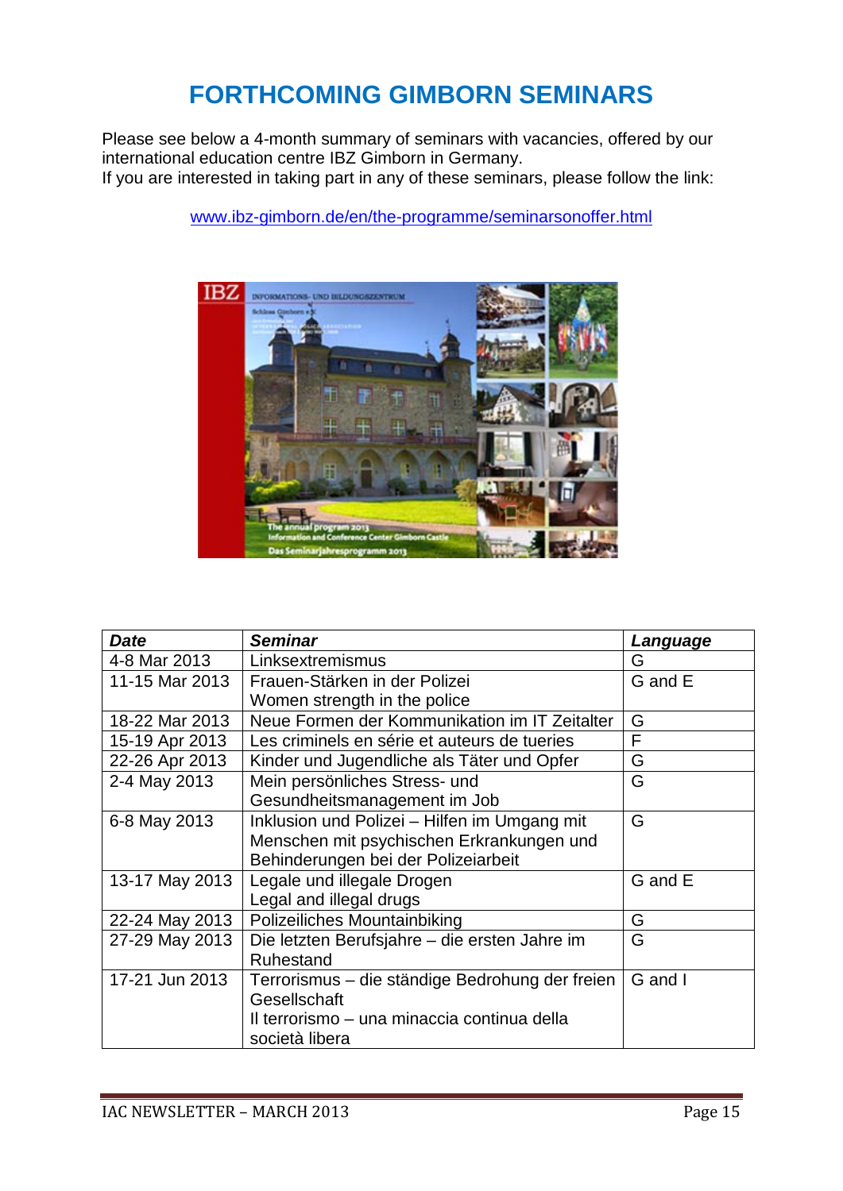# FORTHCOMING GIMBORN SEMINARS

Please see below a 4-month summary of seminars with vacancies, offered by our international education centre IBZ Gimborn in Germany.
If you are interested in taking part in any of these seminars, please follow the link:

www.ibz-gimborn.de/en/the-programme/seminarsonoffer.html

| ***Date*** | ***Seminar*** | ***Language*** |
|---|---|---|
| 4-8 Mar 2013 | Linksextremismus | G |
| 11-15 Mar 2013 | Frauen-Stärken in der Polizei<br>Women strength in the police | G and E |
| 18-22 Mar 2013 | Neue Formen der Kommunikation im IT Zeitalter | G |
| 15-19 Apr 2013 | Les criminels en série et auteurs de tueries | F |
| 22-26 Apr 2013 | Kinder und Jugendliche als Täter und Opfer | G |
| 2-4 May 2013 | Mein persönliches Stress- und Gesundheitsmanagement im Job | G |
| 6-8 May 2013 | Inklusion und Polizei – Hilfen im Umgang mit Menschen mit psychischen Erkrankungen und Behinderungen bei der Polizeiarbeit | G |
| 13-17 May 2013 | Legale und illegale Drogen<br>Legal and illegal drugs | G and E |
| 22-24 May 2013 | Polizeiliches Mountainbiking | G |
| 27-29 May 2013 | Die letzten Berufsjahre – die ersten Jahre im Ruhestand | G |
| 17-21 Jun 2013 | Terrorismus – die ständige Bedrohung der freien Gesellschaft<br>Il terrorismo – una minaccia continua della società libera | G and I |